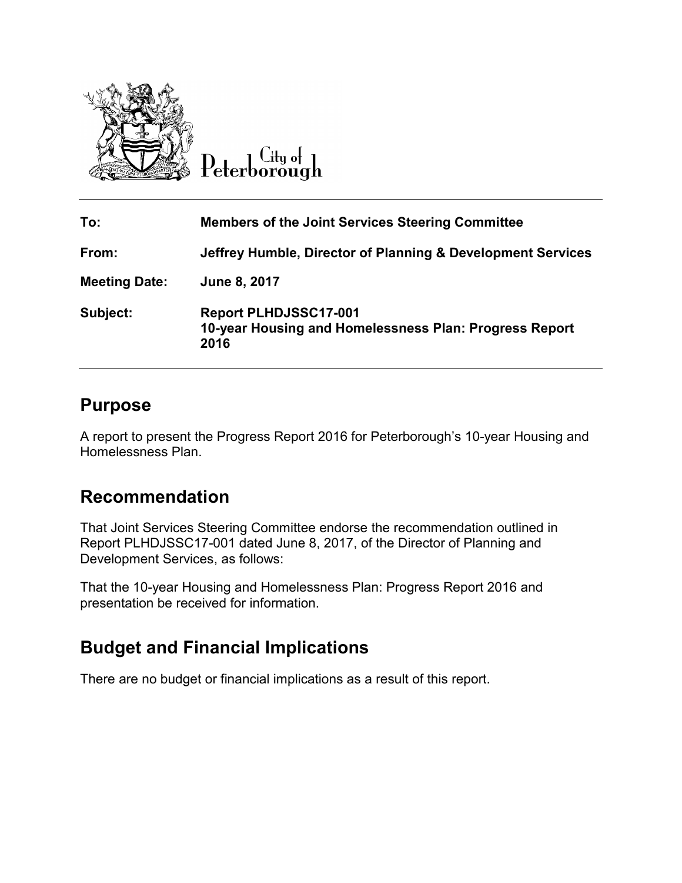City of Peterborough

| | |
|---|---|
| **To:** | **Members of the Joint Services Steering Committee** |
| **From:** | **Jeffrey Humble, Director of Planning & Development Services** |
| **Meeting Date:** | **June 8, 2017** |
| **Subject:** | **Report PLHDJSSC17-001**<br>**10-year Housing and Homelessness Plan: Progress Report 2016** |

## Purpose

A report to present the Progress Report 2016 for Peterborough's 10-year Housing and Homelessness Plan.

## Recommendation

That Joint Services Steering Committee endorse the recommendation outlined in Report PLHDJSSC17-001 dated June 8, 2017, of the Director of Planning and Development Services, as follows:

That the 10-year Housing and Homelessness Plan: Progress Report 2016 and presentation be received for information.

## Budget and Financial Implications

There are no budget or financial implications as a result of this report.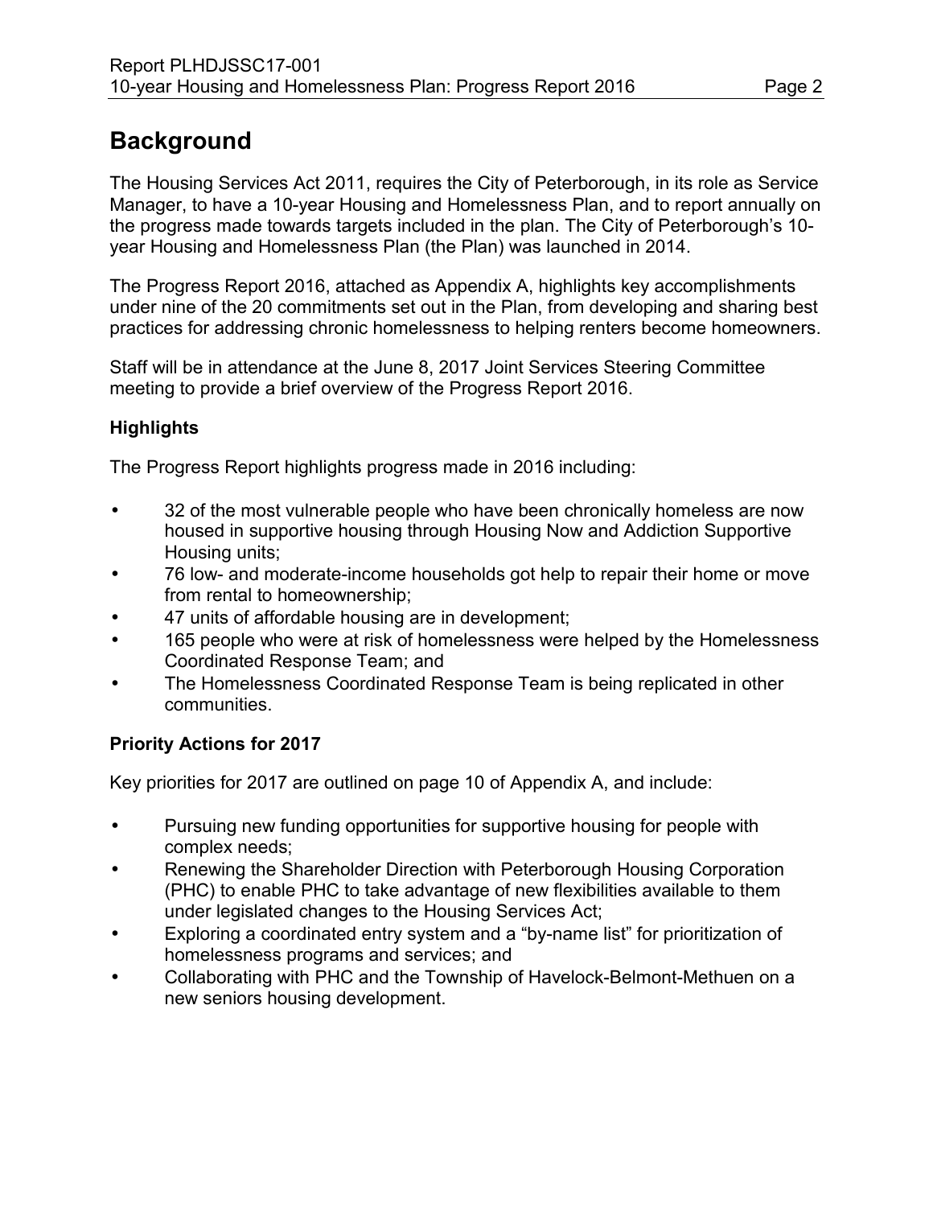# Background

The Housing Services Act 2011, requires the City of Peterborough, in its role as Service Manager, to have a 10-year Housing and Homelessness Plan, and to report annually on the progress made towards targets included in the plan. The City of Peterborough's 10-year Housing and Homelessness Plan (the Plan) was launched in 2014.

The Progress Report 2016, attached as Appendix A, highlights key accomplishments under nine of the 20 commitments set out in the Plan, from developing and sharing best practices for addressing chronic homelessness to helping renters become homeowners.

Staff will be in attendance at the June 8, 2017 Joint Services Steering Committee meeting to provide a brief overview of the Progress Report 2016.

### Highlights

The Progress Report highlights progress made in 2016 including:

- 32 of the most vulnerable people who have been chronically homeless are now housed in supportive housing through Housing Now and Addiction Supportive Housing units;
- 76 low- and moderate-income households got help to repair their home or move from rental to homeownership;
- 47 units of affordable housing are in development;
- 165 people who were at risk of homelessness were helped by the Homelessness Coordinated Response Team; and
- The Homelessness Coordinated Response Team is being replicated in other communities.

### Priority Actions for 2017

Key priorities for 2017 are outlined on page 10 of Appendix A, and include:

- Pursuing new funding opportunities for supportive housing for people with complex needs;
- Renewing the Shareholder Direction with Peterborough Housing Corporation (PHC) to enable PHC to take advantage of new flexibilities available to them under legislated changes to the Housing Services Act;
- Exploring a coordinated entry system and a "by-name list" for prioritization of homelessness programs and services; and
- Collaborating with PHC and the Township of Havelock-Belmont-Methuen on a new seniors housing development.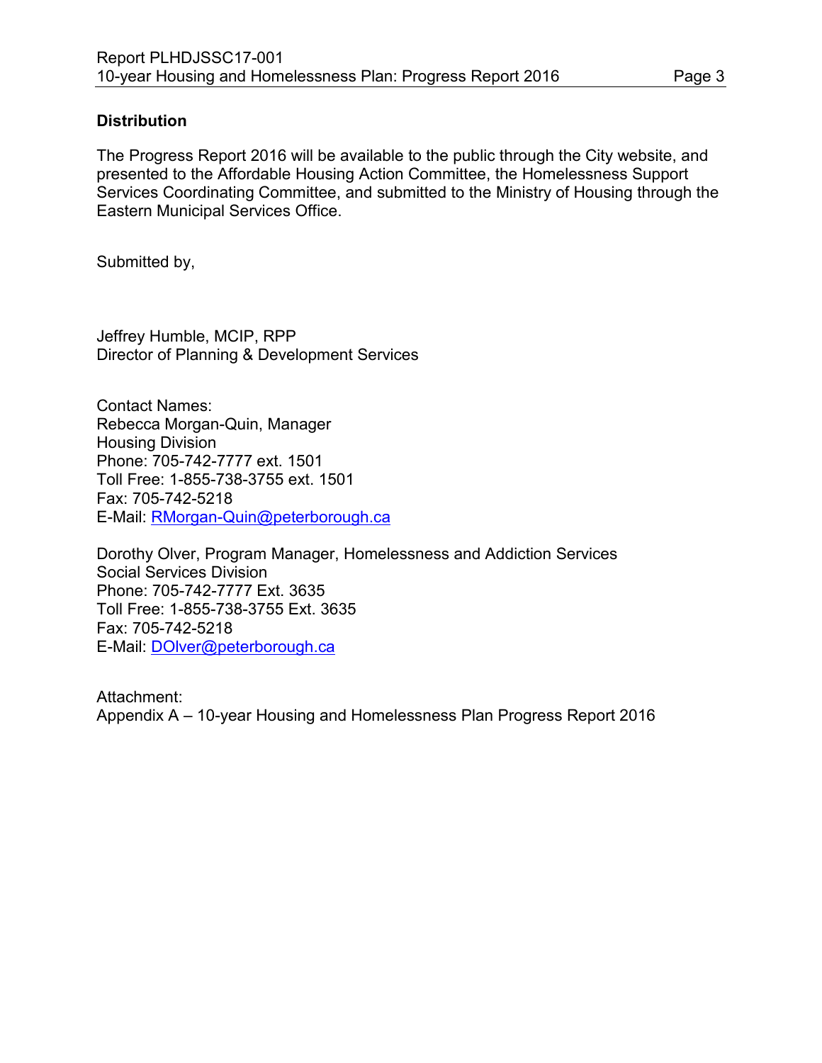**Distribution**

The Progress Report 2016 will be available to the public through the City website, and presented to the Affordable Housing Action Committee, the Homelessness Support Services Coordinating Committee, and submitted to the Ministry of Housing through the Eastern Municipal Services Office.

Submitted by,

Jeffrey Humble, MCIP, RPP
Director of Planning & Development Services

Contact Names:
Rebecca Morgan-Quin, Manager
Housing Division
Phone: 705-742-7777 ext. 1501
Toll Free: 1-855-738-3755 ext. 1501
Fax: 705-742-5218
E-Mail: RMorgan-Quin@peterborough.ca

Dorothy Olver, Program Manager, Homelessness and Addiction Services
Social Services Division
Phone: 705-742-7777 Ext. 3635
Toll Free: 1-855-738-3755 Ext. 3635
Fax: 705-742-5218
E-Mail: DOlver@peterborough.ca

Attachment:
Appendix A – 10-year Housing and Homelessness Plan Progress Report 2016